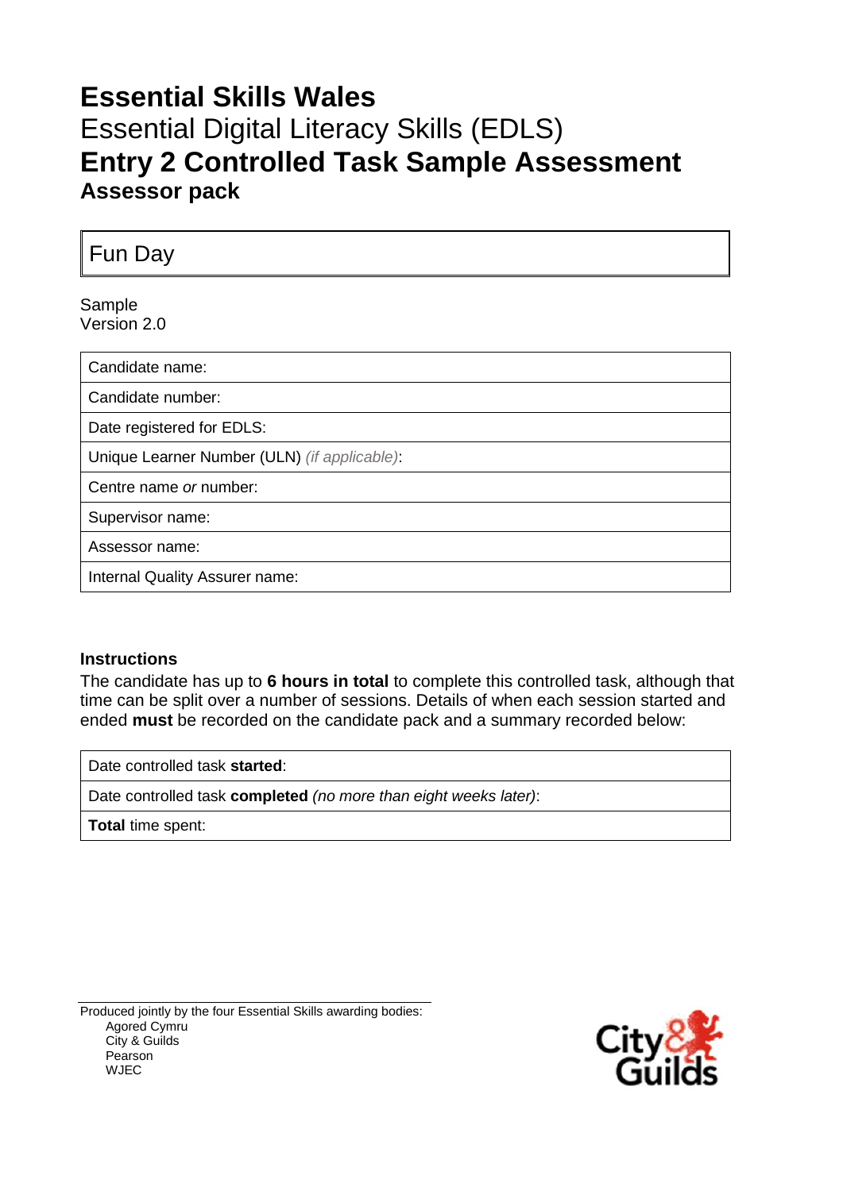# Essential Skills Wales

## Essential Digital Literacy Skills (EDLS)

# Entry 2 Controlled Task Sample Assessment

## Assessor pack

| Fun Day |
|---|

Sample
Version 2.0

| Candidate name: |
|---|
| Candidate number: |
| Date registered for EDLS: |
| Unique Learner Number (ULN) *(if applicable)*: |
| Centre name *or* number: |
| Supervisor name: |
| Assessor name: |
| Internal Quality Assurer name: |

### Instructions

The candidate has up to **6 hours in total** to complete this controlled task, although that time can be split over a number of sessions. Details of when each session started and ended **must** be recorded on the candidate pack and a summary recorded below:

| Date controlled task **started**: |
|---|
| Date controlled task **completed** *(no more than eight weeks later)*: |
| **Total** time spent: |

Produced jointly by the four Essential Skills awarding bodies:
- Agored Cymru
- City & Guilds
- Pearson
- WJEC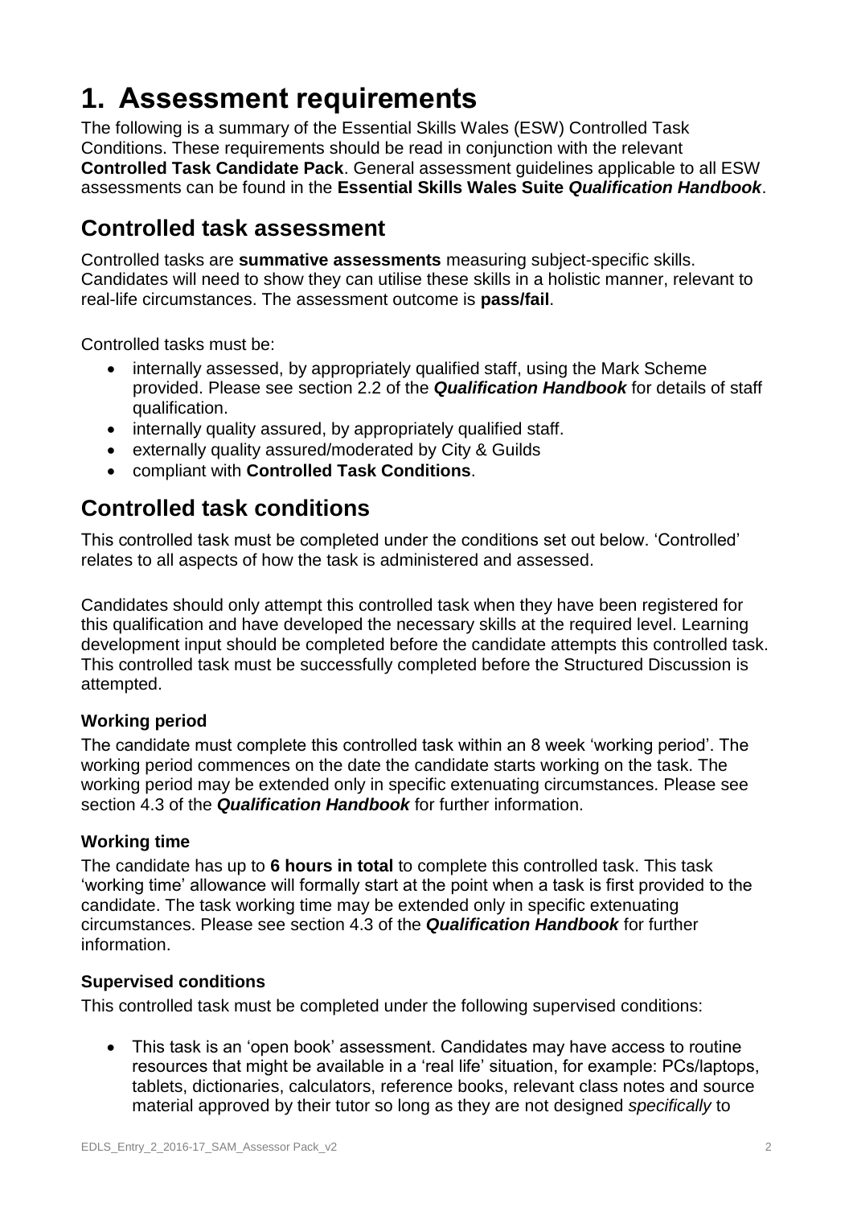# 1. Assessment requirements

The following is a summary of the Essential Skills Wales (ESW) Controlled Task Conditions. These requirements should be read in conjunction with the relevant **Controlled Task Candidate Pack**. General assessment guidelines applicable to all ESW assessments can be found in the **Essential Skills Wales Suite *Qualification Handbook***.

## Controlled task assessment

Controlled tasks are **summative assessments** measuring subject-specific skills. Candidates will need to show they can utilise these skills in a holistic manner, relevant to real-life circumstances. The assessment outcome is **pass/fail**.

Controlled tasks must be:

- internally assessed, by appropriately qualified staff, using the Mark Scheme provided. Please see section 2.2 of the ***Qualification Handbook*** for details of staff qualification.
- internally quality assured, by appropriately qualified staff.
- externally quality assured/moderated by City & Guilds
- compliant with **Controlled Task Conditions**.

## Controlled task conditions

This controlled task must be completed under the conditions set out below. 'Controlled' relates to all aspects of how the task is administered and assessed.

Candidates should only attempt this controlled task when they have been registered for this qualification and have developed the necessary skills at the required level. Learning development input should be completed before the candidate attempts this controlled task. This controlled task must be successfully completed before the Structured Discussion is attempted.

### Working period

The candidate must complete this controlled task within an 8 week 'working period'. The working period commences on the date the candidate starts working on the task. The working period may be extended only in specific extenuating circumstances. Please see section 4.3 of the ***Qualification Handbook*** for further information.

### Working time

The candidate has up to **6 hours in total** to complete this controlled task. This task 'working time' allowance will formally start at the point when a task is first provided to the candidate. The task working time may be extended only in specific extenuating circumstances. Please see section 4.3 of the ***Qualification Handbook*** for further information.

### Supervised conditions

This controlled task must be completed under the following supervised conditions:

- This task is an 'open book' assessment. Candidates may have access to routine resources that might be available in a 'real life' situation, for example: PCs/laptops, tablets, dictionaries, calculators, reference books, relevant class notes and source material approved by their tutor so long as they are not designed *specifically* to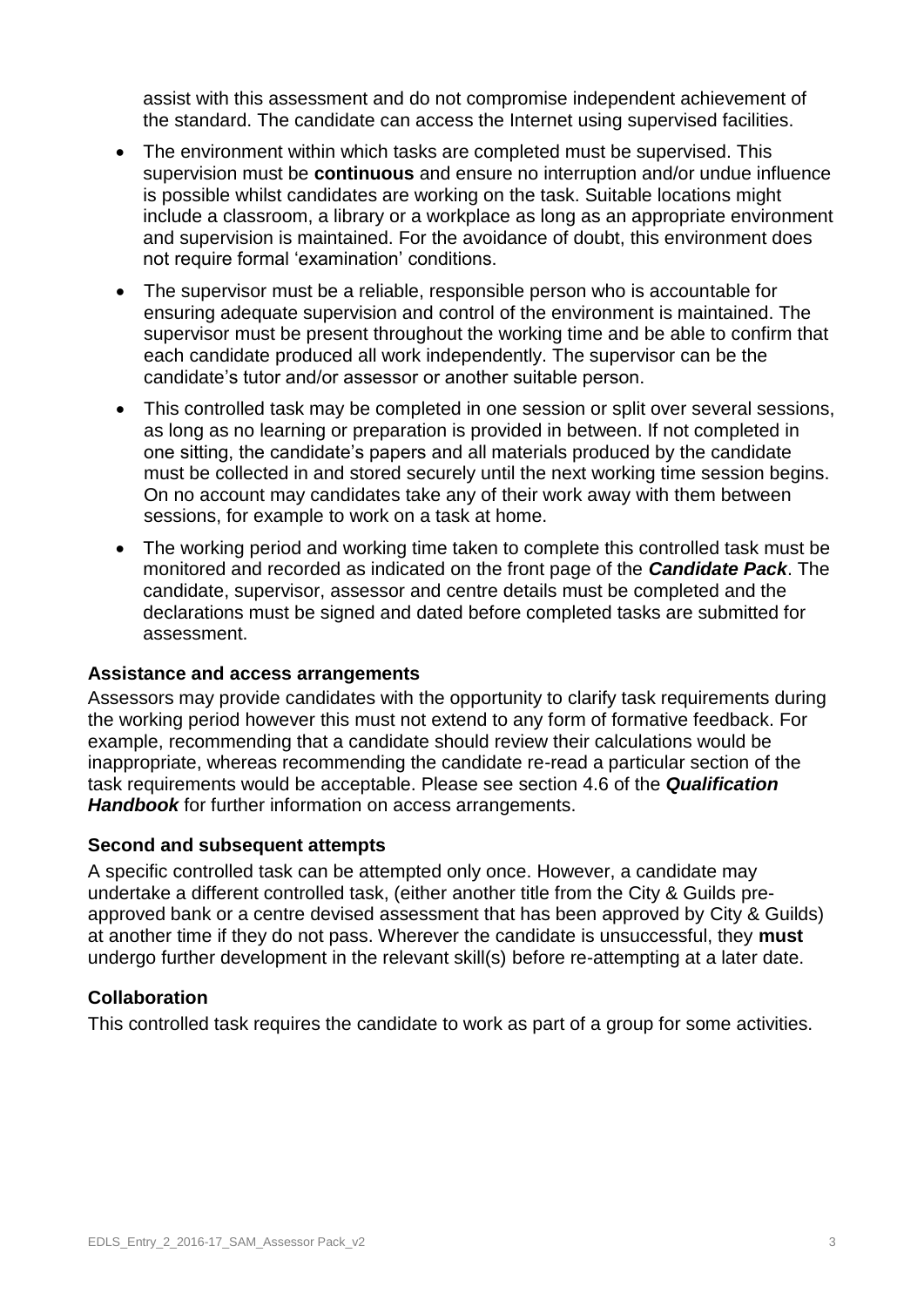assist with this assessment and do not compromise independent achievement of the standard. The candidate can access the Internet using supervised facilities.

- The environment within which tasks are completed must be supervised. This supervision must be **continuous** and ensure no interruption and/or undue influence is possible whilst candidates are working on the task. Suitable locations might include a classroom, a library or a workplace as long as an appropriate environment and supervision is maintained. For the avoidance of doubt, this environment does not require formal 'examination' conditions.
- The supervisor must be a reliable, responsible person who is accountable for ensuring adequate supervision and control of the environment is maintained. The supervisor must be present throughout the working time and be able to confirm that each candidate produced all work independently. The supervisor can be the candidate's tutor and/or assessor or another suitable person.
- This controlled task may be completed in one session or split over several sessions, as long as no learning or preparation is provided in between. If not completed in one sitting, the candidate's papers and all materials produced by the candidate must be collected in and stored securely until the next working time session begins. On no account may candidates take any of their work away with them between sessions, for example to work on a task at home.
- The working period and working time taken to complete this controlled task must be monitored and recorded as indicated on the front page of the ***Candidate Pack***. The candidate, supervisor, assessor and centre details must be completed and the declarations must be signed and dated before completed tasks are submitted for assessment.

**Assistance and access arrangements**

Assessors may provide candidates with the opportunity to clarify task requirements during the working period however this must not extend to any form of formative feedback. For example, recommending that a candidate should review their calculations would be inappropriate, whereas recommending the candidate re-read a particular section of the task requirements would be acceptable. Please see section 4.6 of the ***Qualification Handbook*** for further information on access arrangements.

**Second and subsequent attempts**

A specific controlled task can be attempted only once. However, a candidate may undertake a different controlled task, (either another title from the City & Guilds pre-approved bank or a centre devised assessment that has been approved by City & Guilds) at another time if they do not pass. Wherever the candidate is unsuccessful, they **must** undergo further development in the relevant skill(s) before re-attempting at a later date.

**Collaboration**

This controlled task requires the candidate to work as part of a group for some activities.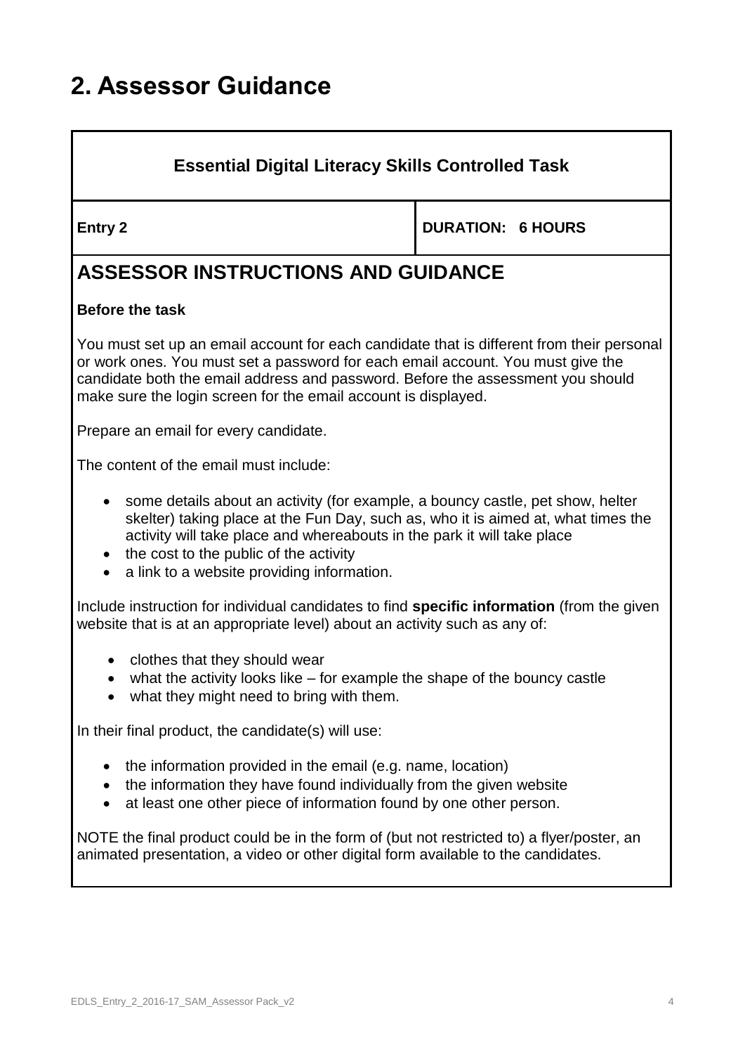# 2. Assessor Guidance

| Essential Digital Literacy Skills Controlled Task | |
|---|---|
| **Entry 2** | **DURATION: 6 HOURS** |

## ASSESSOR INSTRUCTIONS AND GUIDANCE

**Before the task**

You must set up an email account for each candidate that is different from their personal or work ones. You must set a password for each email account. You must give the candidate both the email address and password. Before the assessment you should make sure the login screen for the email account is displayed.

Prepare an email for every candidate.

The content of the email must include:

- some details about an activity (for example, a bouncy castle, pet show, helter skelter) taking place at the Fun Day, such as, who it is aimed at, what times the activity will take place and whereabouts in the park it will take place
- the cost to the public of the activity
- a link to a website providing information.

Include instruction for individual candidates to find **specific information** (from the given website that is at an appropriate level) about an activity such as any of:

- clothes that they should wear
- what the activity looks like – for example the shape of the bouncy castle
- what they might need to bring with them.

In their final product, the candidate(s) will use:

- the information provided in the email (e.g. name, location)
- the information they have found individually from the given website
- at least one other piece of information found by one other person.

NOTE the final product could be in the form of (but not restricted to) a flyer/poster, an animated presentation, a video or other digital form available to the candidates.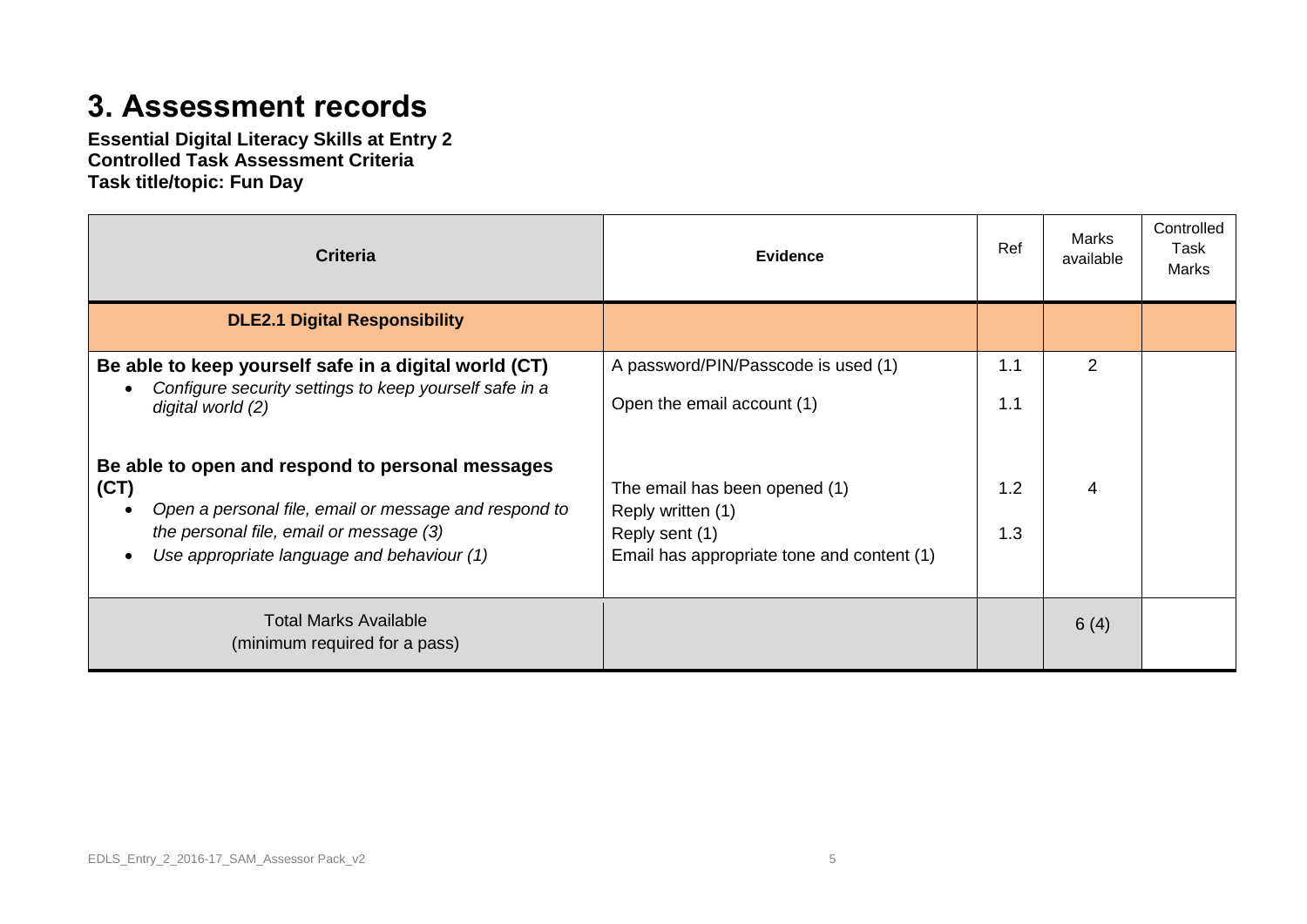# 3. Assessment records

**Essential Digital Literacy Skills at Entry 2**
**Controlled Task Assessment Criteria**
**Task title/topic: Fun Day**

| Criteria | Evidence | Ref | Marks available | Controlled Task Marks |
|---|---|---|---|---|
| **DLE2.1 Digital Responsibility** | | | | |
| **Be able to keep yourself safe in a digital world (CT)**<br>• *Configure security settings to keep yourself safe in a digital world (2)* | A password/PIN/Passcode is used (1)<br>Open the email account (1) | 1.1<br>1.1 | 2 | |
| **Be able to open and respond to personal messages (CT)**<br>• *Open a personal file, email or message and respond to the personal file, email or message (3)*<br>• *Use appropriate language and behaviour (1)* | The email has been opened (1)<br>Reply written (1)<br>Reply sent (1)<br>Email has appropriate tone and content (1) | 1.2<br>1.3 | 4 | |
| Total Marks Available<br>(minimum required for a pass) | | | 6 (4) | |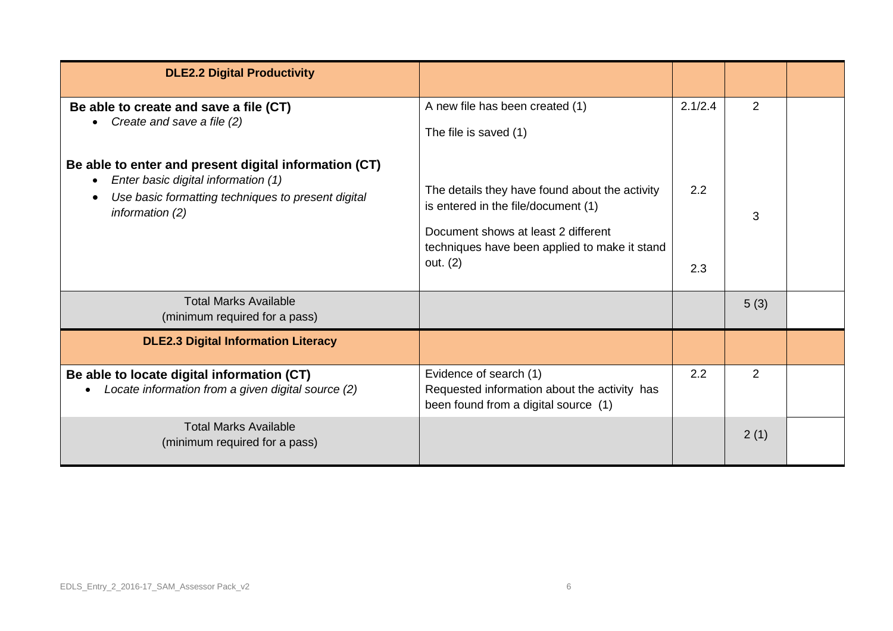| **DLE2.2 Digital Productivity** | | | | |
|---|---|---|---|---|
| **Be able to create and save a file (CT)**<br>• *Create and save a file (2)* | A new file has been created (1)<br><br>The file is saved (1) | 2.1/2.4 | 2 | |
| **Be able to enter and present digital information (CT)**<br>• *Enter basic digital information (1)*<br>• *Use basic formatting techniques to present digital information (2)* | The details they have found about the activity is entered in the file/document (1)<br><br>Document shows at least 2 different techniques have been applied to make it stand out. (2) | 2.2<br><br>2.3 | 3 | |
| Total Marks Available<br>(minimum required for a pass) | | | 5 (3) | |
| **DLE2.3 Digital Information Literacy** | | | | |
| **Be able to locate digital information (CT)**<br>• *Locate information from a given digital source (2)* | Evidence of search (1)<br>Requested information about the activity has been found from a digital source (1) | 2.2 | 2 | |
| Total Marks Available<br>(minimum required for a pass) | | | 2 (1) | |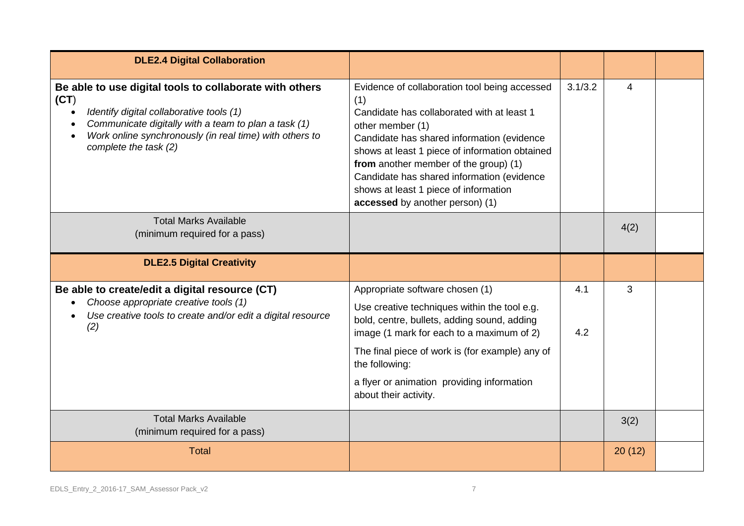| **DLE2.4 Digital Collaboration** | | | | |
|---|---|---|---|---|
| **Be able to use digital tools to collaborate with others (CT)**<br>• *Identify digital collaborative tools (1)*<br>• *Communicate digitally with a team to plan a task (1)*<br>• *Work online synchronously (in real time) with others to complete the task (2)* | Evidence of collaboration tool being accessed (1)<br>Candidate has collaborated with at least 1 other member (1)<br>Candidate has shared information (evidence shows at least 1 piece of information obtained **from** another member of the group) (1)<br>Candidate has shared information (evidence shows at least 1 piece of information **accessed** by another person) (1) | 3.1/3.2 | 4 | |
| Total Marks Available<br>(minimum required for a pass) | | | 4(2) | |
| **DLE2.5 Digital Creativity** | | | | |
| **Be able to create/edit a digital resource (CT)**<br>• *Choose appropriate creative tools (1)*<br>• *Use creative tools to create and/or edit a digital resource (2)* | Appropriate software chosen (1)<br>Use creative techniques within the tool e.g. bold, centre, bullets, adding sound, adding image (1 mark for each to a maximum of 2)<br>The final piece of work is (for example) any of the following:<br>a flyer or animation providing information about their activity. | 4.1<br><br>4.2 | 3 | |
| Total Marks Available<br>(minimum required for a pass) | | | 3(2) | |
| Total | | | 20 (12) | |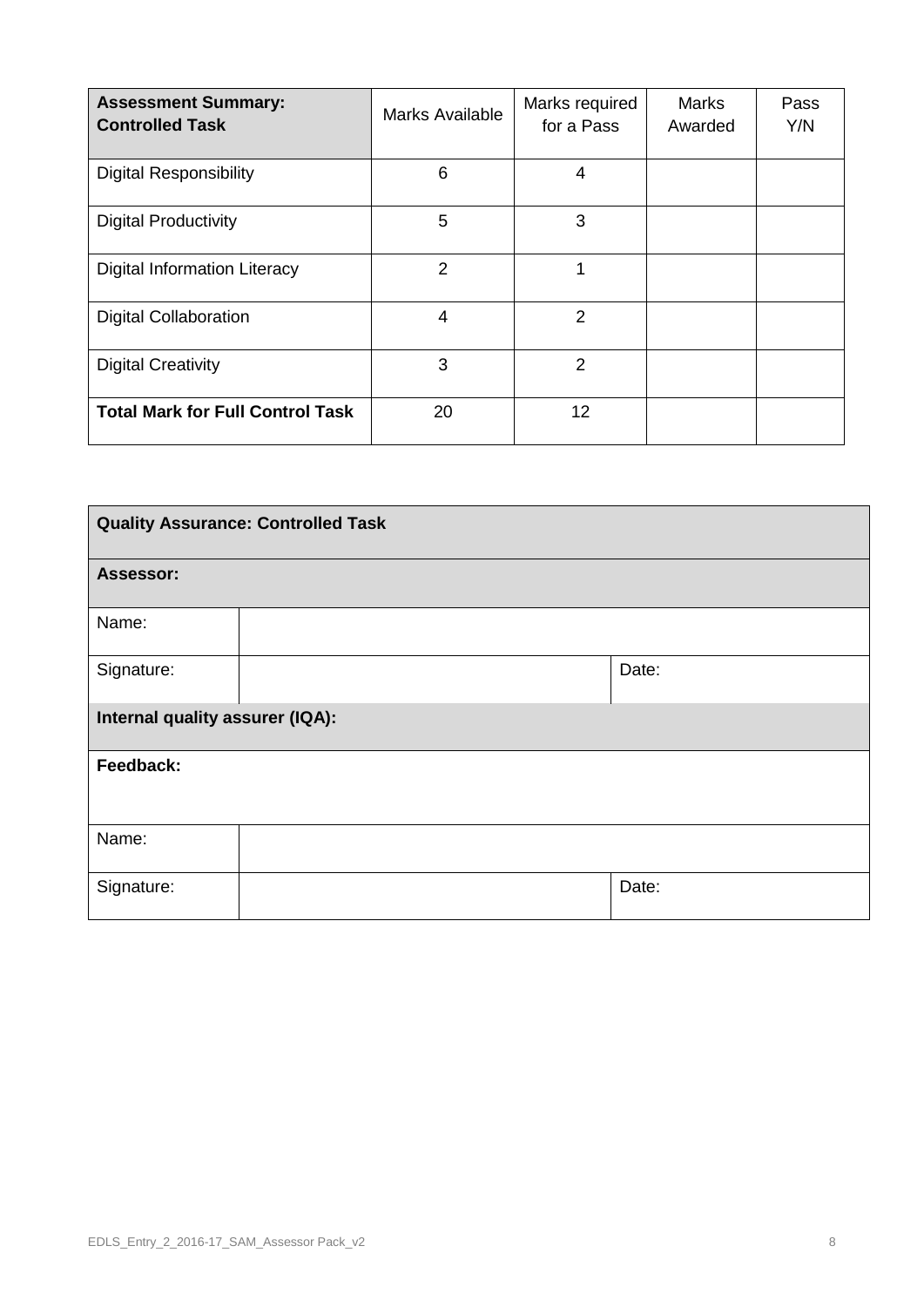| **Assessment Summary: Controlled Task** | Marks Available | Marks required for a Pass | Marks Awarded | Pass Y/N |
|---|---|---|---|---|
| Digital Responsibility | 6 | 4 | | |
| Digital Productivity | 5 | 3 | | |
| Digital Information Literacy | 2 | 1 | | |
| Digital Collaboration | 4 | 2 | | |
| Digital Creativity | 3 | 2 | | |
| **Total Mark for Full Control Task** | 20 | 12 | | |

| **Quality Assurance: Controlled Task** | | |
|---|---|---|
| **Assessor:** | | |
| Name: | | |
| Signature: | | Date: |
| **Internal quality assurer (IQA):** | | |
| **Feedback:** | | |
| Name: | | |
| Signature: | | Date: |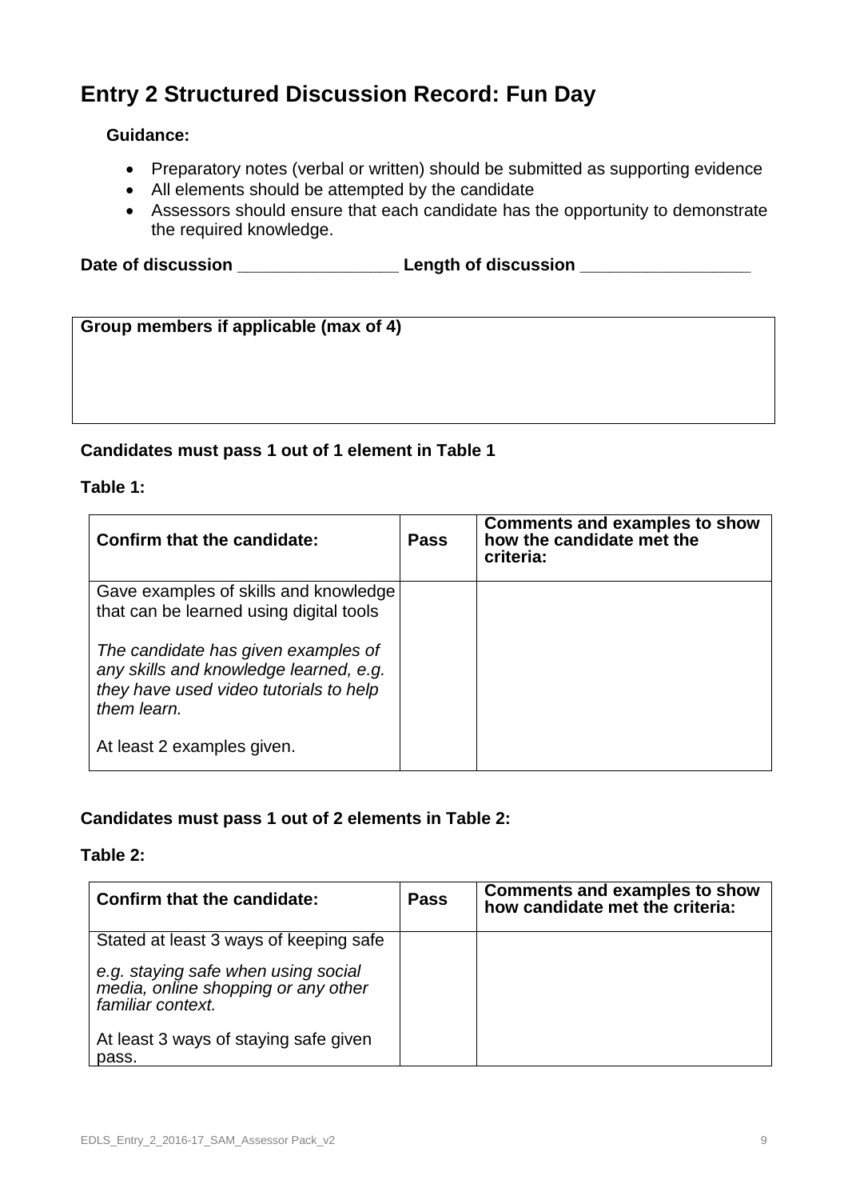# Entry 2 Structured Discussion Record: Fun Day

**Guidance:**

- Preparatory notes (verbal or written) should be submitted as supporting evidence
- All elements should be attempted by the candidate
- Assessors should ensure that each candidate has the opportunity to demonstrate the required knowledge.

**Date of discussion \_\_\_\_\_\_\_\_\_\_\_\_\_\_\_\_\_ Length of discussion \_\_\_\_\_\_\_\_\_\_\_\_\_\_\_\_\_\_**

| **Group members if applicable (max of 4)** |
|---|
| |

**Candidates must pass 1 out of 1 element in Table 1**

**Table 1:**

| **Confirm that the candidate:** | **Pass** | **Comments and examples to show how the candidate met the criteria:** |
|---|---|---|
| Gave examples of skills and knowledge that can be learned using digital tools<br><br>*The candidate has given examples of any skills and knowledge learned, e.g. they have used video tutorials to help them learn.*<br><br>At least 2 examples given. | | |

**Candidates must pass 1 out of 2 elements in Table 2:**

**Table 2:**

| **Confirm that the candidate:** | **Pass** | **Comments and examples to show how candidate met the criteria:** |
|---|---|---|
| Stated at least 3 ways of keeping safe<br><br>*e.g. staying safe when using social media, online shopping or any other familiar context.*<br><br>At least 3 ways of staying safe given pass. | | |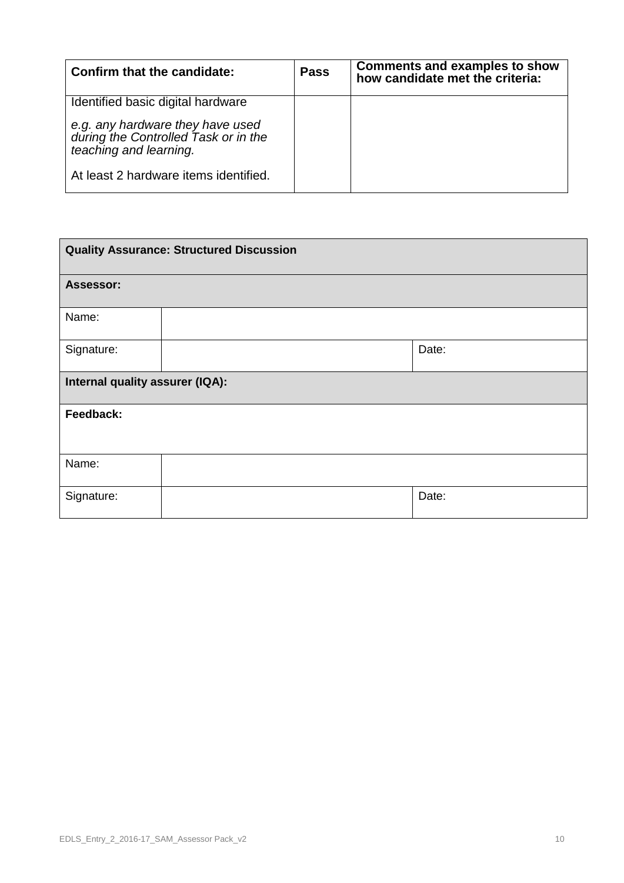| Confirm that the candidate: | Pass | Comments and examples to show how candidate met the criteria: |
|---|---|---|
| Identified basic digital hardware<br><br>*e.g. any hardware they have used during the Controlled Task or in the teaching and learning.*<br><br>At least 2 hardware items identified. | | |

| **Quality Assurance: Structured Discussion** | | |
|---|---|---|
| **Assessor:** | | |
| Name: | | |
| Signature: | | Date: |
| **Internal quality assurer (IQA):** | | |
| **Feedback:** | | |
| Name: | | |
| Signature: | | Date: |

EDLS_Entry_2_2016-17_SAM_Assessor Pack_v2